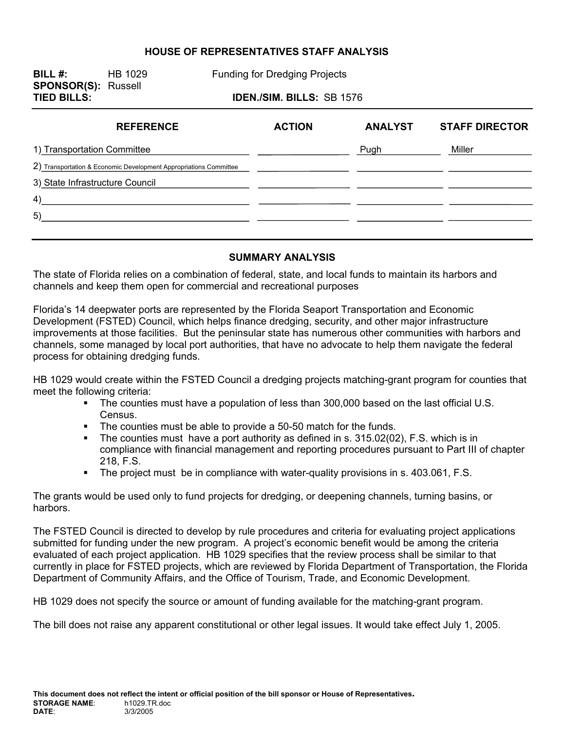# HOUSE OF REPRESENTATIVES STAFF ANALYSIS

**BILL #:** HB 1029 Funding for Dredging Projects
**SPONSOR(S):** Russell
**TIED BILLS:** **IDEN./SIM. BILLS:** SB 1576

| REFERENCE | ACTION | ANALYST | STAFF DIRECTOR |
|---|---|---|---|
| 1) Transportation Committee | | Pugh | Miller |
| 2) Transportation & Economic Development Appropriations Committee | | | |
| 3) State Infrastructure Council | | | |
| 4) | | | |
| 5) | | | |

## SUMMARY ANALYSIS

The state of Florida relies on a combination of federal, state, and local funds to maintain its harbors and channels and keep them open for commercial and recreational purposes

Florida's 14 deepwater ports are represented by the Florida Seaport Transportation and Economic Development (FSTED) Council, which helps finance dredging, security, and other major infrastructure improvements at those facilities. But the peninsular state has numerous other communities with harbors and channels, some managed by local port authorities, that have no advocate to help them navigate the federal process for obtaining dredging funds.

HB 1029 would create within the FSTED Council a dredging projects matching-grant program for counties that meet the following criteria:

- The counties must have a population of less than 300,000 based on the last official U.S. Census.
- The counties must be able to provide a 50-50 match for the funds.
- The counties must have a port authority as defined in s. 315.02(02), F.S. which is in compliance with financial management and reporting procedures pursuant to Part III of chapter 218, F.S.
- The project must be in compliance with water-quality provisions in s. 403.061, F.S.

The grants would be used only to fund projects for dredging, or deepening channels, turning basins, or harbors.

The FSTED Council is directed to develop by rule procedures and criteria for evaluating project applications submitted for funding under the new program. A project's economic benefit would be among the criteria evaluated of each project application. HB 1029 specifies that the review process shall be similar to that currently in place for FSTED projects, which are reviewed by Florida Department of Transportation, the Florida Department of Community Affairs, and the Office of Tourism, Trade, and Economic Development.

HB 1029 does not specify the source or amount of funding available for the matching-grant program.

The bill does not raise any apparent constitutional or other legal issues. It would take effect July 1, 2005.

**This document does not reflect the intent or official position of the bill sponsor or House of Representatives.**
**STORAGE NAME**: h1029.TR.doc
**DATE**: 3/3/2005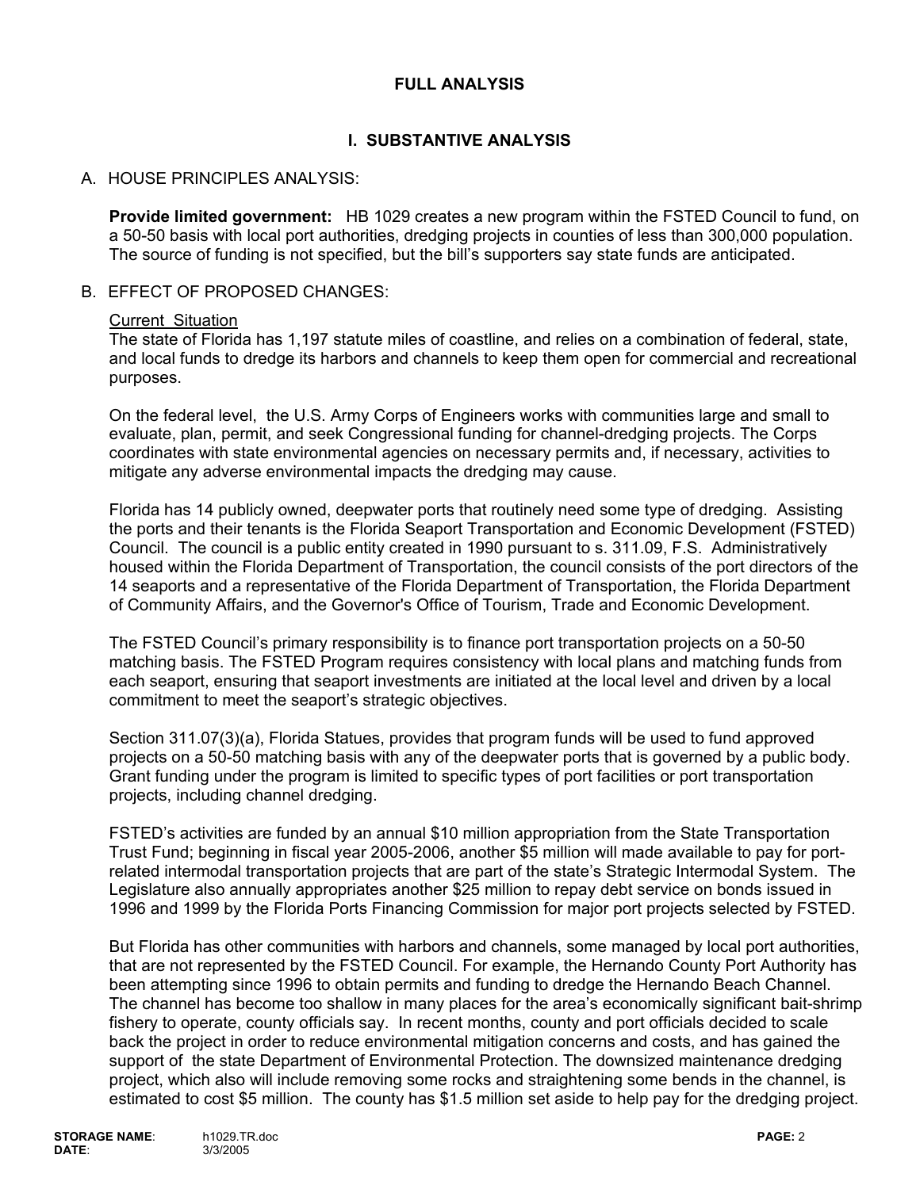# FULL ANALYSIS

## I. SUBSTANTIVE ANALYSIS

### A. HOUSE PRINCIPLES ANALYSIS:

**Provide limited government:** HB 1029 creates a new program within the FSTED Council to fund, on a 50-50 basis with local port authorities, dredging projects in counties of less than 300,000 population. The source of funding is not specified, but the bill's supporters say state funds are anticipated.

### B. EFFECT OF PROPOSED CHANGES:

Current Situation

The state of Florida has 1,197 statute miles of coastline, and relies on a combination of federal, state, and local funds to dredge its harbors and channels to keep them open for commercial and recreational purposes.

On the federal level, the U.S. Army Corps of Engineers works with communities large and small to evaluate, plan, permit, and seek Congressional funding for channel-dredging projects. The Corps coordinates with state environmental agencies on necessary permits and, if necessary, activities to mitigate any adverse environmental impacts the dredging may cause.

Florida has 14 publicly owned, deepwater ports that routinely need some type of dredging. Assisting the ports and their tenants is the Florida Seaport Transportation and Economic Development (FSTED) Council. The council is a public entity created in 1990 pursuant to s. 311.09, F.S. Administratively housed within the Florida Department of Transportation, the council consists of the port directors of the 14 seaports and a representative of the Florida Department of Transportation, the Florida Department of Community Affairs, and the Governor's Office of Tourism, Trade and Economic Development.

The FSTED Council's primary responsibility is to finance port transportation projects on a 50-50 matching basis. The FSTED Program requires consistency with local plans and matching funds from each seaport, ensuring that seaport investments are initiated at the local level and driven by a local commitment to meet the seaport's strategic objectives.

Section 311.07(3)(a), Florida Statues, provides that program funds will be used to fund approved projects on a 50-50 matching basis with any of the deepwater ports that is governed by a public body. Grant funding under the program is limited to specific types of port facilities or port transportation projects, including channel dredging.

FSTED's activities are funded by an annual $10 million appropriation from the State Transportation Trust Fund; beginning in fiscal year 2005-2006, another $5 million will made available to pay for port-related intermodal transportation projects that are part of the state's Strategic Intermodal System. The Legislature also annually appropriates another $25 million to repay debt service on bonds issued in 1996 and 1999 by the Florida Ports Financing Commission for major port projects selected by FSTED.

But Florida has other communities with harbors and channels, some managed by local port authorities, that are not represented by the FSTED Council. For example, the Hernando County Port Authority has been attempting since 1996 to obtain permits and funding to dredge the Hernando Beach Channel. The channel has become too shallow in many places for the area's economically significant bait-shrimp fishery to operate, county officials say. In recent months, county and port officials decided to scale back the project in order to reduce environmental mitigation concerns and costs, and has gained the support of the state Department of Environmental Protection. The downsized maintenance dredging project, which also will include removing some rocks and straightening some bends in the channel, is estimated to cost $5 million. The county has $1.5 million set aside to help pay for the dredging project.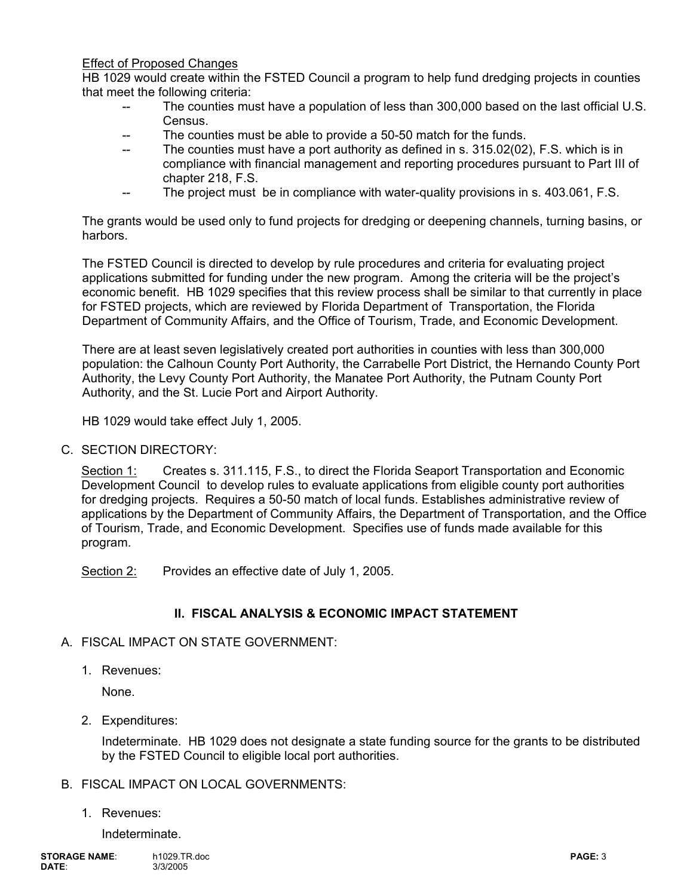Effect of Proposed Changes

HB 1029 would create within the FSTED Council a program to help fund dredging projects in counties that meet the following criteria:

- The counties must have a population of less than 300,000 based on the last official U.S. Census.
- The counties must be able to provide a 50-50 match for the funds.
- The counties must have a port authority as defined in s. 315.02(02), F.S. which is in compliance with financial management and reporting procedures pursuant to Part III of chapter 218, F.S.
- The project must be in compliance with water-quality provisions in s. 403.061, F.S.

The grants would be used only to fund projects for dredging or deepening channels, turning basins, or harbors.

The FSTED Council is directed to develop by rule procedures and criteria for evaluating project applications submitted for funding under the new program. Among the criteria will be the project's economic benefit. HB 1029 specifies that this review process shall be similar to that currently in place for FSTED projects, which are reviewed by Florida Department of Transportation, the Florida Department of Community Affairs, and the Office of Tourism, Trade, and Economic Development.

There are at least seven legislatively created port authorities in counties with less than 300,000 population: the Calhoun County Port Authority, the Carrabelle Port District, the Hernando County Port Authority, the Levy County Port Authority, the Manatee Port Authority, the Putnam County Port Authority, and the St. Lucie Port and Airport Authority.

HB 1029 would take effect July 1, 2005.

C. SECTION DIRECTORY:

Section 1: Creates s. 311.115, F.S., to direct the Florida Seaport Transportation and Economic Development Council to develop rules to evaluate applications from eligible county port authorities for dredging projects. Requires a 50-50 match of local funds. Establishes administrative review of applications by the Department of Community Affairs, the Department of Transportation, and the Office of Tourism, Trade, and Economic Development. Specifies use of funds made available for this program.

Section 2: Provides an effective date of July 1, 2005.

## II. FISCAL ANALYSIS & ECONOMIC IMPACT STATEMENT

A. FISCAL IMPACT ON STATE GOVERNMENT:

1. Revenues:

   None.

2. Expenditures:

   Indeterminate. HB 1029 does not designate a state funding source for the grants to be distributed by the FSTED Council to eligible local port authorities.

B. FISCAL IMPACT ON LOCAL GOVERNMENTS:

1. Revenues:

   Indeterminate.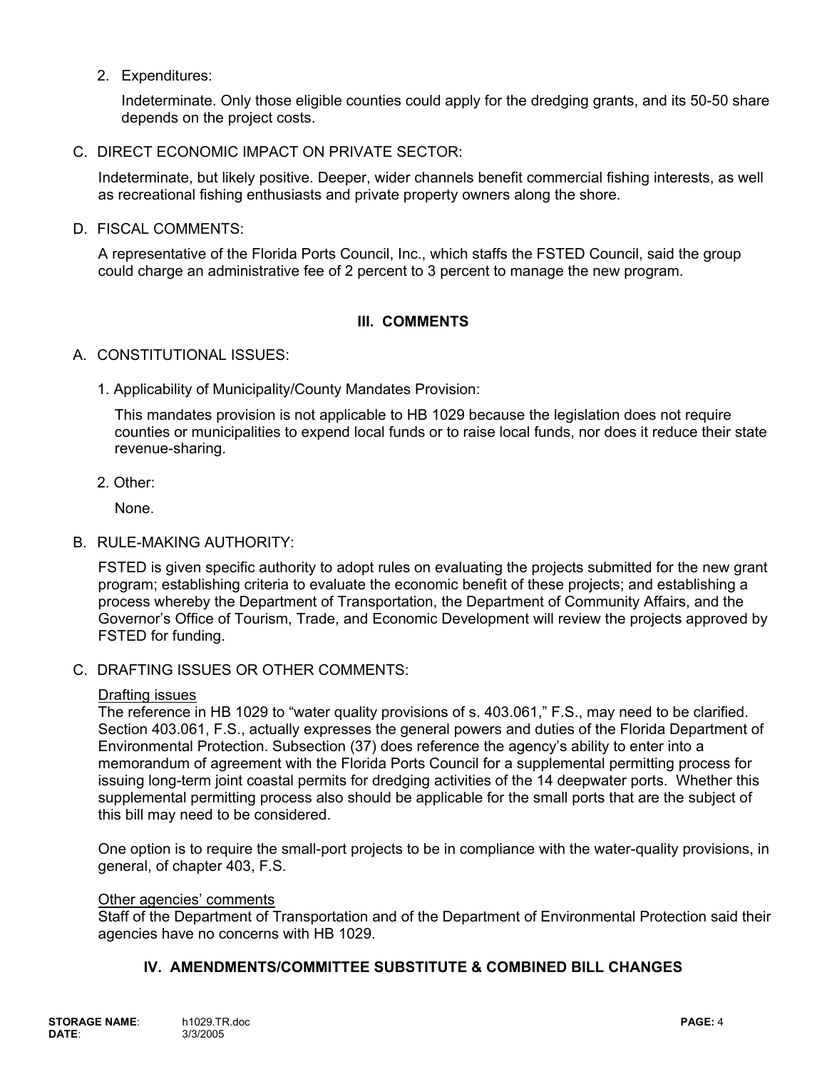2. Expenditures:

   Indeterminate. Only those eligible counties could apply for the dredging grants, and its 50-50 share depends on the project costs.

C. DIRECT ECONOMIC IMPACT ON PRIVATE SECTOR:

Indeterminate, but likely positive. Deeper, wider channels benefit commercial fishing interests, as well as recreational fishing enthusiasts and private property owners along the shore.

D. FISCAL COMMENTS:

A representative of the Florida Ports Council, Inc., which staffs the FSTED Council, said the group could charge an administrative fee of 2 percent to 3 percent to manage the new program.

## III. COMMENTS

A. CONSTITUTIONAL ISSUES:

1. Applicability of Municipality/County Mandates Provision:

   This mandates provision is not applicable to HB 1029 because the legislation does not require counties or municipalities to expend local funds or to raise local funds, nor does it reduce their state revenue-sharing.

2. Other:

   None.

B. RULE-MAKING AUTHORITY:

FSTED is given specific authority to adopt rules on evaluating the projects submitted for the new grant program; establishing criteria to evaluate the economic benefit of these projects; and establishing a process whereby the Department of Transportation, the Department of Community Affairs, and the Governor's Office of Tourism, Trade, and Economic Development will review the projects approved by FSTED for funding.

C. DRAFTING ISSUES OR OTHER COMMENTS:

Drafting issues

The reference in HB 1029 to "water quality provisions of s. 403.061," F.S., may need to be clarified. Section 403.061, F.S., actually expresses the general powers and duties of the Florida Department of Environmental Protection. Subsection (37) does reference the agency's ability to enter into a memorandum of agreement with the Florida Ports Council for a supplemental permitting process for issuing long-term joint coastal permits for dredging activities of the 14 deepwater ports. Whether this supplemental permitting process also should be applicable for the small ports that are the subject of this bill may need to be considered.

One option is to require the small-port projects to be in compliance with the water-quality provisions, in general, of chapter 403, F.S.

Other agencies' comments

Staff of the Department of Transportation and of the Department of Environmental Protection said their agencies have no concerns with HB 1029.

## IV. AMENDMENTS/COMMITTEE SUBSTITUTE & COMBINED BILL CHANGES